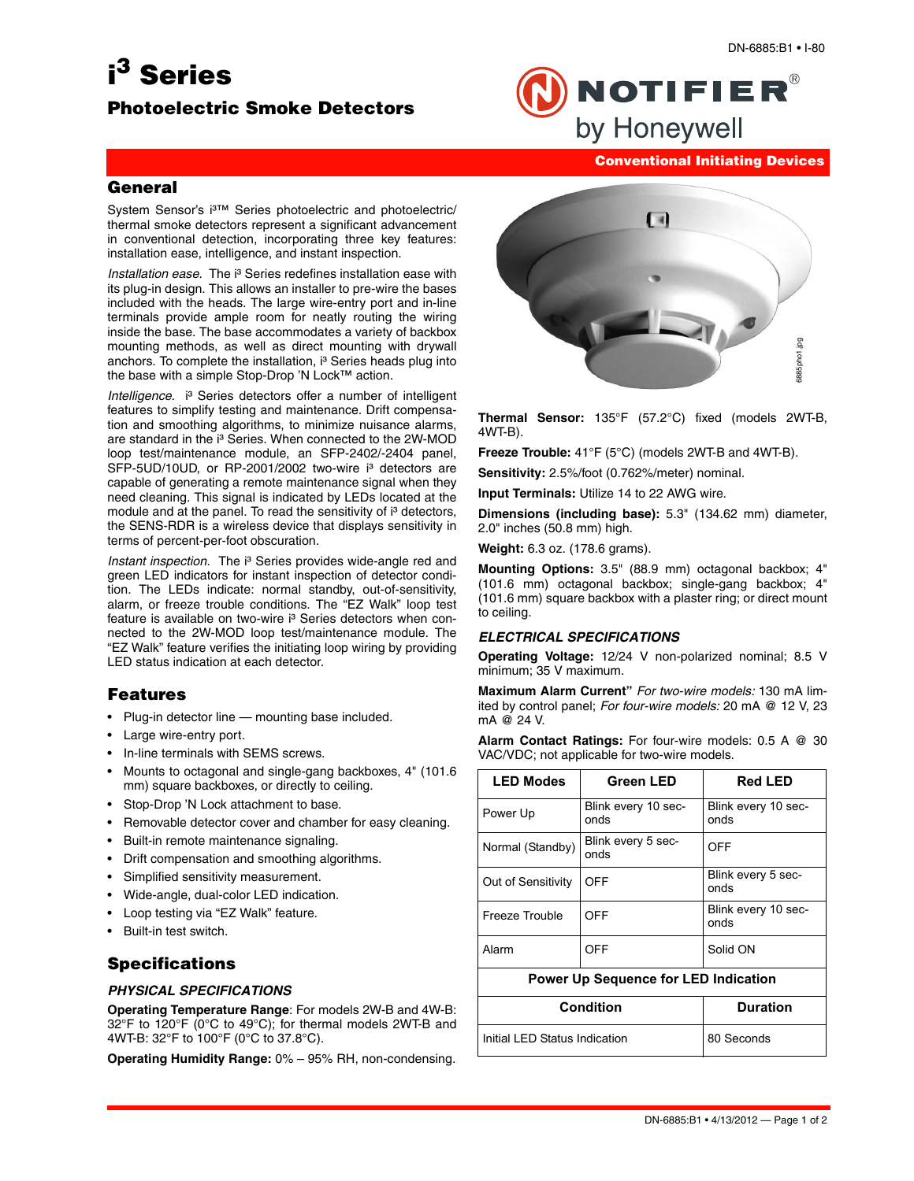# i³ Series

## Photoelectric Smoke Detectors

**Conventional Initiating Devices**

## General

System Sensor's i³™ Series photoelectric and photoelectric/thermal smoke detectors represent a significant advancement in conventional detection, incorporating three key features: installation ease, intelligence, and instant inspection.

*Installation ease.* The i³ Series redefines installation ease with its plug-in design. This allows an installer to pre-wire the bases included with the heads. The large wire-entry port and in-line terminals provide ample room for neatly routing the wiring inside the base. The base accommodates a variety of backbox mounting methods, as well as direct mounting with drywall anchors. To complete the installation, i³ Series heads plug into the base with a simple Stop-Drop 'N Lock™ action.

*Intelligence.* i³ Series detectors offer a number of intelligent features to simplify testing and maintenance. Drift compensation and smoothing algorithms, to minimize nuisance alarms, are standard in the i³ Series. When connected to the 2W-MOD loop test/maintenance module, an SFP-2402/-2404 panel, SFP-5UD/10UD, or RP-2001/2002 two-wire i³ detectors are capable of generating a remote maintenance signal when they need cleaning. This signal is indicated by LEDs located at the module and at the panel. To read the sensitivity of i³ detectors, the SENS-RDR is a wireless device that displays sensitivity in terms of percent-per-foot obscuration.

*Instant inspection.* The i³ Series provides wide-angle red and green LED indicators for instant inspection of detector condition. The LEDs indicate: normal standby, out-of-sensitivity, alarm, or freeze trouble conditions. The "EZ Walk" loop test feature is available on two-wire i³ Series detectors when connected to the 2W-MOD loop test/maintenance module. The "EZ Walk" feature verifies the initiating loop wiring by providing LED status indication at each detector.

## Features

- Plug-in detector line — mounting base included.
- Large wire-entry port.
- In-line terminals with SEMS screws.
- Mounts to octagonal and single-gang backboxes, 4" (101.6 mm) square backboxes, or directly to ceiling.
- Stop-Drop 'N Lock attachment to base.
- Removable detector cover and chamber for easy cleaning.
- Built-in remote maintenance signaling.
- Drift compensation and smoothing algorithms.
- Simplified sensitivity measurement.
- Wide-angle, dual-color LED indication.
- Loop testing via "EZ Walk" feature.
- Built-in test switch.

## Specifications

### PHYSICAL SPECIFICATIONS

**Operating Temperature Range**: For models 2W-B and 4W-B: 32°F to 120°F (0°C to 49°C); for thermal models 2WT-B and 4WT-B: 32°F to 100°F (0°C to 37.8°C).

**Operating Humidity Range:** 0% – 95% RH, non-condensing.

**Thermal Sensor:** 135°F (57.2°C) fixed (models 2WT-B, 4WT-B).

**Freeze Trouble:** 41°F (5°C) (models 2WT-B and 4WT-B).

**Sensitivity:** 2.5%/foot (0.762%/meter) nominal.

**Input Terminals:** Utilize 14 to 22 AWG wire.

**Dimensions (including base):** 5.3" (134.62 mm) diameter, 2.0" inches (50.8 mm) high.

**Weight:** 6.3 oz. (178.6 grams).

**Mounting Options:** 3.5" (88.9 mm) octagonal backbox; 4" (101.6 mm) octagonal backbox; single-gang backbox; 4" (101.6 mm) square backbox with a plaster ring; or direct mount to ceiling.

### ELECTRICAL SPECIFICATIONS

**Operating Voltage:** 12/24 V non-polarized nominal; 8.5 V minimum; 35 V maximum.

**Maximum Alarm Current"** *For two-wire models:* 130 mA limited by control panel; *For four-wire models:* 20 mA @ 12 V, 23 mA @ 24 V.

**Alarm Contact Ratings:** For four-wire models: 0.5 A @ 30 VAC/VDC; not applicable for two-wire models.

| LED Modes | Green LED | Red LED |
|---|---|---|
| Power Up | Blink every 10 seconds | Blink every 10 seconds |
| Normal (Standby) | Blink every 5 seconds | OFF |
| Out of Sensitivity | OFF | Blink every 5 seconds |
| Freeze Trouble | OFF | Blink every 10 seconds |
| Alarm | OFF | Solid ON |

| Power Up Sequence for LED Indication | |
|---|---|
| **Condition** | **Duration** |
| Initial LED Status Indication | 80 Seconds |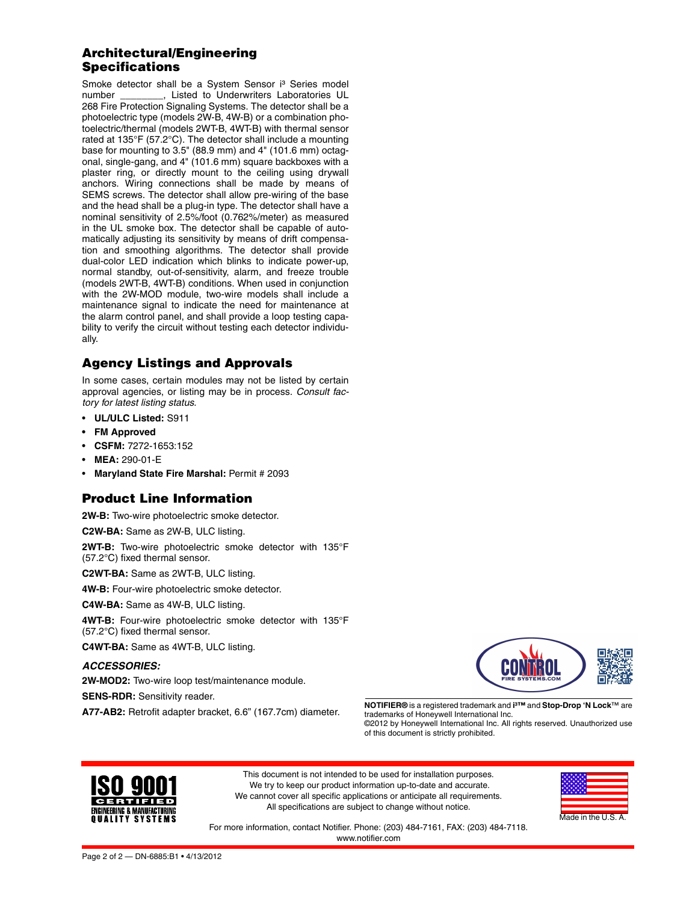## Architectural/Engineering Specifications

Smoke detector shall be a System Sensor i³ Series model number ________, Listed to Underwriters Laboratories UL 268 Fire Protection Signaling Systems. The detector shall be a photoelectric type (models 2W-B, 4W-B) or a combination photoelectric/thermal (models 2WT-B, 4WT-B) with thermal sensor rated at 135°F (57.2°C). The detector shall include a mounting base for mounting to 3.5" (88.9 mm) and 4" (101.6 mm) octagonal, single-gang, and 4" (101.6 mm) square backboxes with a plaster ring, or directly mount to the ceiling using drywall anchors. Wiring connections shall be made by means of SEMS screws. The detector shall allow pre-wiring of the base and the head shall be a plug-in type. The detector shall have a nominal sensitivity of 2.5%/foot (0.762%/meter) as measured in the UL smoke box. The detector shall be capable of automatically adjusting its sensitivity by means of drift compensation and smoothing algorithms. The detector shall provide dual-color LED indication which blinks to indicate power-up, normal standby, out-of-sensitivity, alarm, and freeze trouble (models 2WT-B, 4WT-B) conditions. When used in conjunction with the 2W-MOD module, two-wire models shall include a maintenance signal to indicate the need for maintenance at the alarm control panel, and shall provide a loop testing capability to verify the circuit without testing each detector individually.

## Agency Listings and Approvals

In some cases, certain modules may not be listed by certain approval agencies, or listing may be in process. *Consult factory for latest listing status.*

- **UL/ULC Listed:** S911
- **FM Approved**
- **CSFM:** 7272-1653:152
- **MEA:** 290-01-E
- **Maryland State Fire Marshal:** Permit # 2093

## Product Line Information

**2W-B:** Two-wire photoelectric smoke detector.

**C2W-BA:** Same as 2W-B, ULC listing.

**2WT-B:** Two-wire photoelectric smoke detector with 135°F (57.2°C) fixed thermal sensor.

**C2WT-BA:** Same as 2WT-B, ULC listing.

**4W-B:** Four-wire photoelectric smoke detector.

**C4W-BA:** Same as 4W-B, ULC listing.

**4WT-B:** Four-wire photoelectric smoke detector with 135°F (57.2°C) fixed thermal sensor.

**C4WT-BA:** Same as 4WT-B, ULC listing.

***ACCESSORIES:***

**2W-MOD2:** Two-wire loop test/maintenance module.

**SENS-RDR:** Sensitivity reader.

**A77-AB2:** Retrofit adapter bracket, 6.6" (167.7cm) diameter.

CONTROL FIRE SYSTEMS.COM

**NOTIFIER®** is a registered trademark and **i³™** and **Stop-Drop 'N Lock**™ are trademarks of Honeywell International Inc.
©2012 by Honeywell International Inc. All rights reserved. Unauthorized use of this document is strictly prohibited.

ISO 9001 CERTIFIED ENGINEERING & MANUFACTURING QUALITY SYSTEMS

This document is not intended to be used for installation purposes.
We try to keep our product information up-to-date and accurate.
We cannot cover all specific applications or anticipate all requirements.
All specifications are subject to change without notice.

Made in the U.S. A.

For more information, contact Notifier. Phone: (203) 484-7161, FAX: (203) 484-7118.
www.notifier.com

DN-6885:B1 • 4/13/2012